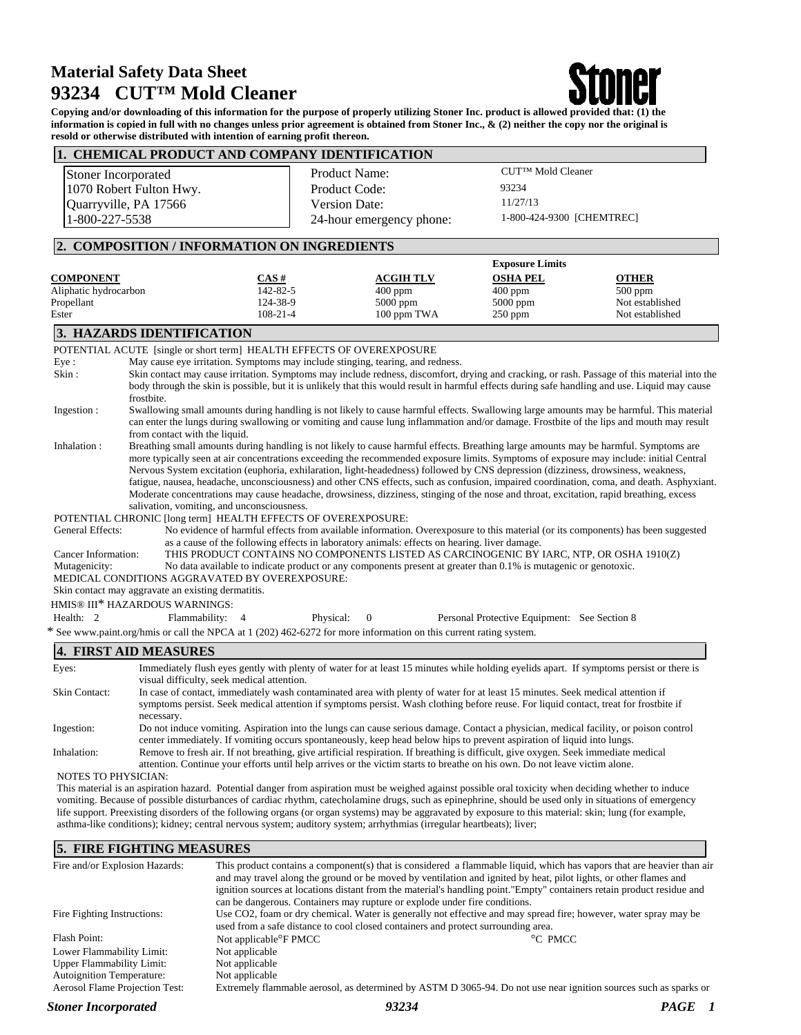# Material Safety Data Sheet
# 93234 CUT™ Mold Cleaner

Stoner

**Copying and/or downloading of this information for the purpose of properly utilizing Stoner Inc. product is allowed provided that: (1) the information is copied in full with no changes unless prior agreement is obtained from Stoner Inc., & (2) neither the copy nor the original is resold or otherwise distributed with intention of earning profit thereon.**

## 1. CHEMICAL PRODUCT AND COMPANY IDENTIFICATION

Stoner Incorporated
1070 Robert Fulton Hwy.
Quarryville, PA 17566
1-800-227-5538

| | |
|---|---|
| Product Name: | CUT™ Mold Cleaner |
| Product Code: | 93234 |
| Version Date: | 11/27/13 |
| 24-hour emergency phone: | 1-800-424-9300 [CHEMTREC] |

## 2. COMPOSITION / INFORMATION ON INGREDIENTS

| | | | Exposure Limits | |
|---|---|---|---|---|
| **COMPONENT** | **CAS #** | **ACGIH TLV** | **OSHA PEL** | **OTHER** |
| Aliphatic hydrocarbon | 142-82-5 | 400 ppm | 400 ppm | 500 ppm |
| Propellant | 124-38-9 | 5000 ppm | 5000 ppm | Not established |
| Ester | 108-21-4 | 100 ppm TWA | 250 ppm | Not established |

## 3. HAZARDS IDENTIFICATION

POTENTIAL ACUTE [single or short term] HEALTH EFFECTS OF OVEREXPOSURE

Eye : May cause eye irritation. Symptoms may include stinging, tearing, and redness.

Skin : Skin contact may cause irritation. Symptoms may include redness, discomfort, drying and cracking, or rash. Passage of this material into the body through the skin is possible, but it is unlikely that this would result in harmful effects during safe handling and use. Liquid may cause frostbite.

Ingestion : Swallowing small amounts during handling is not likely to cause harmful effects. Swallowing large amounts may be harmful. This material can enter the lungs during swallowing or vomiting and cause lung inflammation and/or damage. Frostbite of the lips and mouth may result from contact with the liquid.

Inhalation : Breathing small amounts during handling is not likely to cause harmful effects. Breathing large amounts may be harmful. Symptoms are more typically seen at air concentrations exceeding the recommended exposure limits. Symptoms of exposure may include: initial Central Nervous System excitation (euphoria, exhilaration, light-headedness) followed by CNS depression (dizziness, drowsiness, weakness, fatigue, nausea, headache, unconsciousness) and other CNS effects, such as confusion, impaired coordination, coma, and death. Asphyxiant. Moderate concentrations may cause headache, drowsiness, dizziness, stinging of the nose and throat, excitation, rapid breathing, excess salivation, vomiting, and unconsciousness.

POTENTIAL CHRONIC [long term] HEALTH EFFECTS OF OVEREXPOSURE:

General Effects: No evidence of harmful effects from available information. Overexposure to this material (or its components) has been suggested as a cause of the following effects in laboratory animals: effects on hearing. liver damage.

Cancer Information: THIS PRODUCT CONTAINS NO COMPONENTS LISTED AS CARCINOGENIC BY IARC, NTP, OR OSHA 1910(Z)

Mutagenicity: No data available to indicate product or any components present at greater than 0.1% is mutagenic or genotoxic.

MEDICAL CONDITIONS AGGRAVATED BY OVEREXPOSURE:

Skin contact may aggravate an existing dermatitis.

HMIS® III* HAZARDOUS WARNINGS:

Health: 2 Flammability: 4 Physical: 0 Personal Protective Equipment: See Section 8

* See www.paint.org/hmis or call the NPCA at 1 (202) 462-6272 for more information on this current rating system.

## 4. FIRST AID MEASURES

Eyes: Immediately flush eyes gently with plenty of water for at least 15 minutes while holding eyelids apart. If symptoms persist or there is visual difficulty, seek medical attention.

Skin Contact: In case of contact, immediately wash contaminated area with plenty of water for at least 15 minutes. Seek medical attention if symptoms persist. Seek medical attention if symptoms persist. Wash clothing before reuse. For liquid contact, treat for frostbite if necessary.

Ingestion: Do not induce vomiting. Aspiration into the lungs can cause serious damage. Contact a physician, medical facility, or poison control center immediately. If vomiting occurs spontaneously, keep head below hips to prevent aspiration of liquid into lungs.

Inhalation: Remove to fresh air. If not breathing, give artificial respiration. If breathing is difficult, give oxygen. Seek immediate medical attention. Continue your efforts until help arrives or the victim starts to breathe on his own. Do not leave victim alone.

NOTES TO PHYSICIAN:

This material is an aspiration hazard. Potential danger from aspiration must be weighed against possible oral toxicity when deciding whether to induce vomiting. Because of possible disturbances of cardiac rhythm, catecholamine drugs, such as epinephrine, should be used only in situations of emergency life support. Preexisting disorders of the following organs (or organ systems) may be aggravated by exposure to this material: skin; lung (for example, asthma-like conditions); kidney; central nervous system; auditory system; arrhythmias (irregular heartbeats); liver;

## 5. FIRE FIGHTING MEASURES

Fire and/or Explosion Hazards: This product contains a component(s) that is considered a flammable liquid, which has vapors that are heavier than air and may travel along the ground or be moved by ventilation and ignited by heat, pilot lights, or other flames and ignition sources at locations distant from the material's handling point."Empty" containers retain product residue and can be dangerous. Containers may rupture or explode under fire conditions.

Fire Fighting Instructions: Use CO2, foam or dry chemical. Water is generally not effective and may spread fire; however, water spray may be used from a safe distance to cool closed containers and protect surrounding area.

Flash Point: Not applicable°F PMCC °C PMCC

Lower Flammability Limit: Not applicable

Upper Flammability Limit: Not applicable

Autoignition Temperature: Not applicable

Aerosol Flame Projection Test: Extremely flammable aerosol, as determined by ASTM D 3065-94. Do not use near ignition sources such as sparks or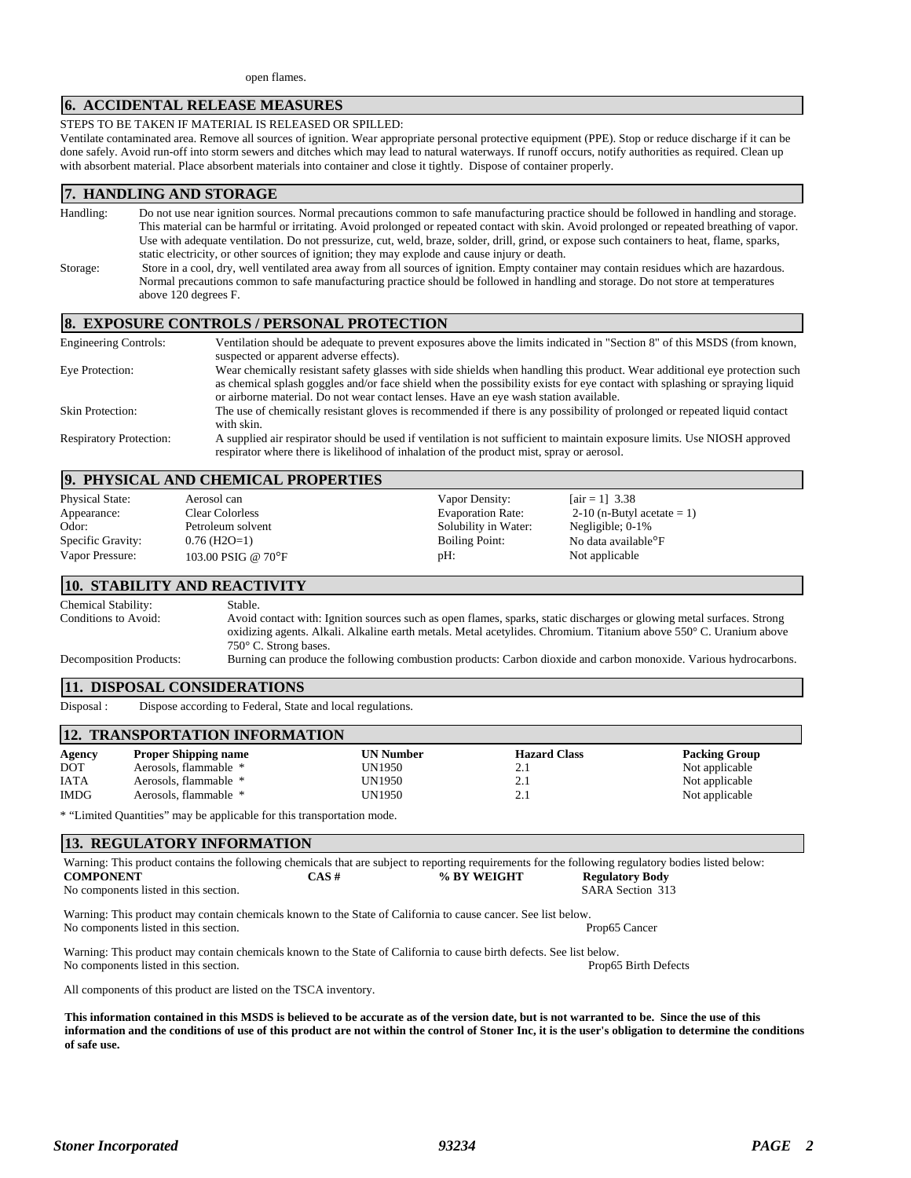open flames.

## 6. ACCIDENTAL RELEASE MEASURES

STEPS TO BE TAKEN IF MATERIAL IS RELEASED OR SPILLED:
Ventilate contaminated area. Remove all sources of ignition. Wear appropriate personal protective equipment (PPE). Stop or reduce discharge if it can be done safely. Avoid run-off into storm sewers and ditches which may lead to natural waterways. If runoff occurs, notify authorities as required. Clean up with absorbent material. Place absorbent materials into container and close it tightly. Dispose of container properly.

## 7. HANDLING AND STORAGE

Handling: Do not use near ignition sources. Normal precautions common to safe manufacturing practice should be followed in handling and storage. This material can be harmful or irritating. Avoid prolonged or repeated contact with skin. Avoid prolonged or repeated breathing of vapor. Use with adequate ventilation. Do not pressurize, cut, weld, braze, solder, drill, grind, or expose such containers to heat, flame, sparks, static electricity, or other sources of ignition; they may explode and cause injury or death.

Storage: Store in a cool, dry, well ventilated area away from all sources of ignition. Empty container may contain residues which are hazardous. Normal precautions common to safe manufacturing practice should be followed in handling and storage. Do not store at temperatures above 120 degrees F.

## 8. EXPOSURE CONTROLS / PERSONAL PROTECTION

Engineering Controls: Ventilation should be adequate to prevent exposures above the limits indicated in "Section 8" of this MSDS (from known, suspected or apparent adverse effects).

Eye Protection: Wear chemically resistant safety glasses with side shields when handling this product. Wear additional eye protection such as chemical splash goggles and/or face shield when the possibility exists for eye contact with splashing or spraying liquid or airborne material. Do not wear contact lenses. Have an eye wash station available.

Skin Protection: The use of chemically resistant gloves is recommended if there is any possibility of prolonged or repeated liquid contact with skin.

Respiratory Protection: A supplied air respirator should be used if ventilation is not sufficient to maintain exposure limits. Use NIOSH approved respirator where there is likelihood of inhalation of the product mist, spray or aerosol.

## 9. PHYSICAL AND CHEMICAL PROPERTIES

| | | | |
|---|---|---|---|
| Physical State: | Aerosol can | Vapor Density: | [air = 1] 3.38 |
| Appearance: | Clear Colorless | Evaporation Rate: | 2-10 (n-Butyl acetate = 1) |
| Odor: | Petroleum solvent | Solubility in Water: | Negligible; 0-1% |
| Specific Gravity: | 0.76 ($H_2O$=1) | Boiling Point: | No data available°F |
| Vapor Pressure: | 103.00 PSIG @ 70°F | pH: | Not applicable |

## 10. STABILITY AND REACTIVITY

Chemical Stability: Stable.

Conditions to Avoid: Avoid contact with: Ignition sources such as open flames, sparks, static discharges or glowing metal surfaces. Strong oxidizing agents. Alkali. Alkaline earth metals. Metal acetylides. Chromium. Titanium above 550° C. Uranium above 750° C. Strong bases.

Decomposition Products: Burning can produce the following combustion products: Carbon dioxide and carbon monoxide. Various hydrocarbons.

## 11. DISPOSAL CONSIDERATIONS

Disposal : Dispose according to Federal, State and local regulations.

## 12. TRANSPORTATION INFORMATION

| Agency | Proper Shipping name | UN Number | Hazard Class | Packing Group |
|---|---|---|---|---|
| DOT | Aerosols, flammable * | UN1950 | 2.1 | Not applicable |
| IATA | Aerosols, flammable * | UN1950 | 2.1 | Not applicable |
| IMDG | Aerosols, flammable * | UN1950 | 2.1 | Not applicable |

* "Limited Quantities" may be applicable for this transportation mode.

## 13. REGULATORY INFORMATION

Warning: This product contains the following chemicals that are subject to reporting requirements for the following regulatory bodies listed below:

| COMPONENT | CAS # | % BY WEIGHT | Regulatory Body |
|---|---|---|---|
| No components listed in this section. | | | SARA Section 313 |

Warning: This product may contain chemicals known to the State of California to cause cancer. See list below.
No components listed in this section. Prop65 Cancer

Warning: This product may contain chemicals known to the State of California to cause birth defects. See list below.
No components listed in this section. Prop65 Birth Defects

All components of this product are listed on the TSCA inventory.

**This information contained in this MSDS is believed to be accurate as of the version date, but is not warranted to be. Since the use of this information and the conditions of use of this product are not within the control of Stoner Inc, it is the user's obligation to determine the conditions of safe use.**